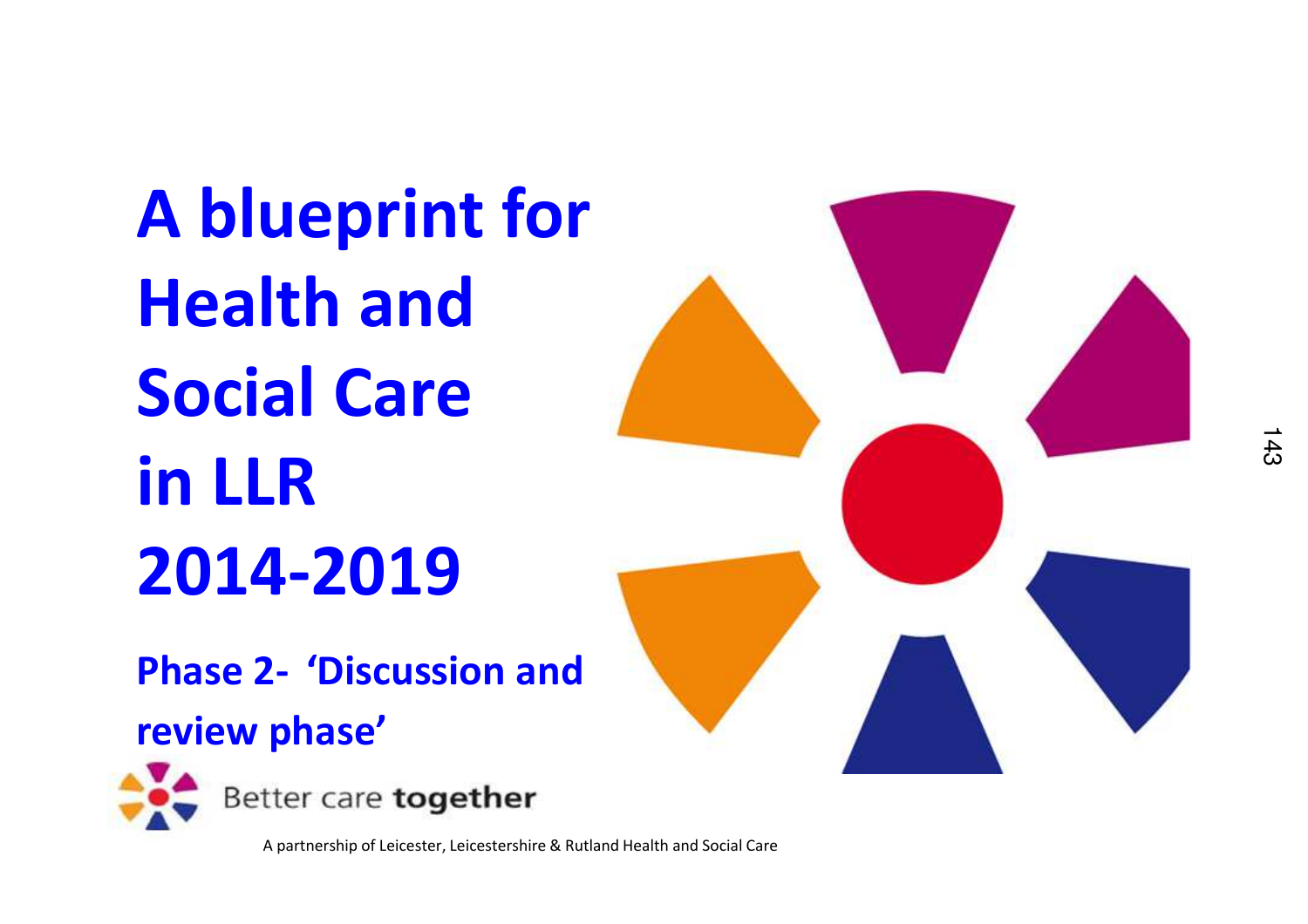# A blueprint for Health and Social Care in LLR 2014-2019

## Phase 2- 'Discussion and review phase'

Better care **together**

A partnership of Leicester, Leicestershire & Rutland Health and Social Care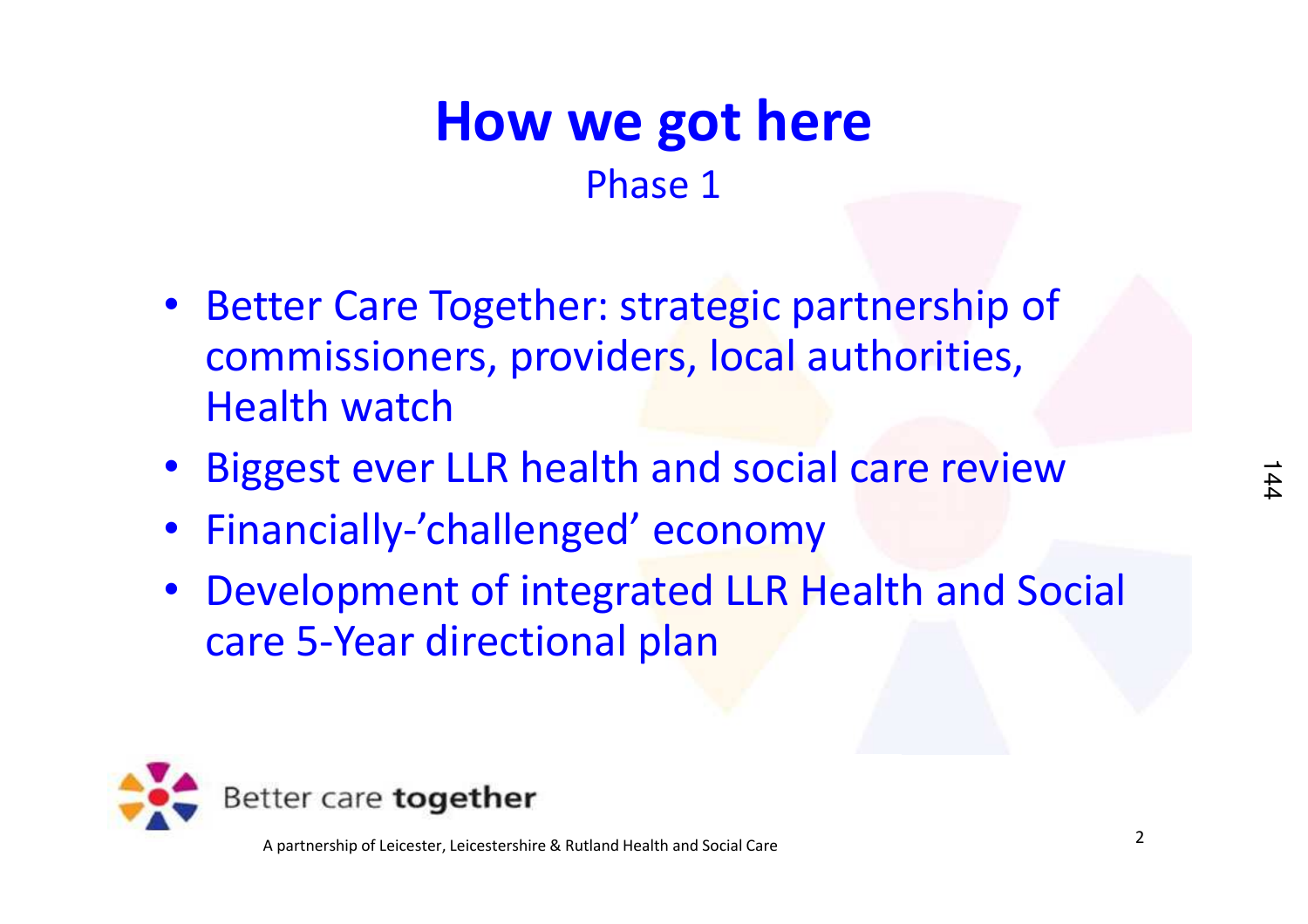# How we got here

## Phase 1

- Better Care Together: strategic partnership of commissioners, providers, local authorities, Health watch
- Biggest ever LLR health and social care review
- Financially-'challenged' economy
- Development of integrated LLR Health and Social care 5-Year directional plan

Better care **together**

A partnership of Leicester, Leicestershire & Rutland Health and Social Care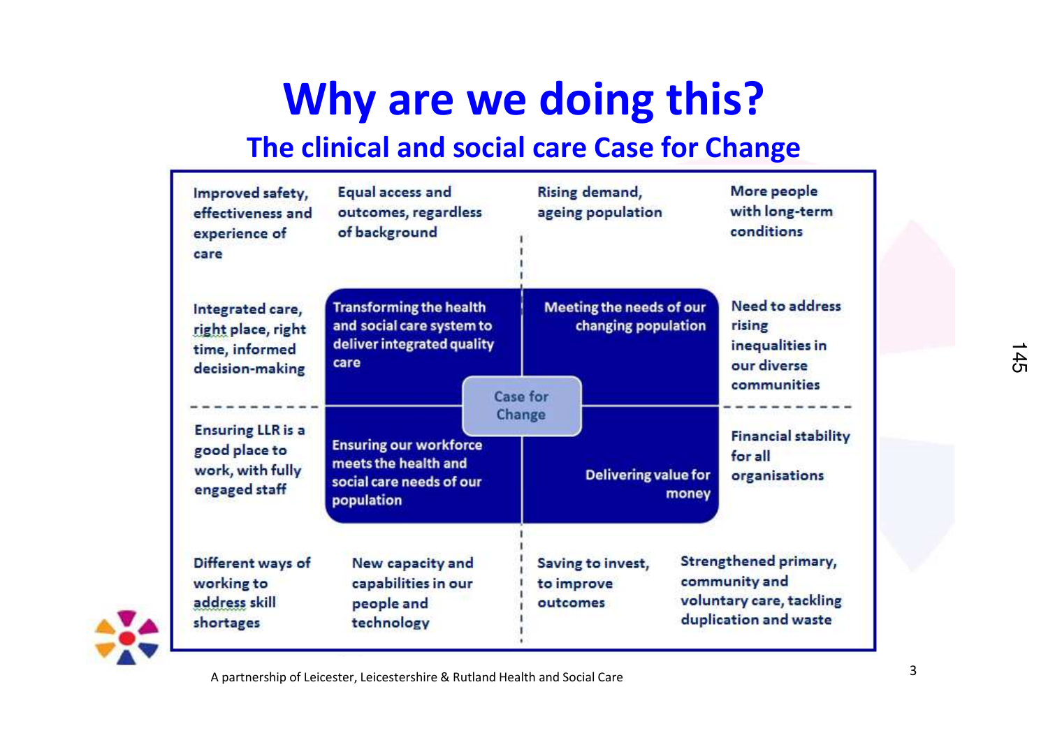# Why are we doing this?

## The clinical and social care Case for Change

**Case for Change**

**Transforming the health and social care system to deliver integrated quality care**

- Improved safety, effectiveness and experience of care
- Equal access and outcomes, regardless of background
- Integrated care, right place, right time, informed decision-making

**Meeting the needs of our changing population**

- Rising demand, ageing population
- More people with long-term conditions
- Need to address rising inequalities in our diverse communities

**Ensuring our workforce meets the health and social care needs of our population**

- Ensuring LLR is a good place to work, with fully engaged staff
- Different ways of working to address skill shortages
- New capacity and capabilities in our people and technology

**Delivering value for money**

- Financial stability for all organisations
- Saving to invest, to improve outcomes
- Strengthened primary, community and voluntary care, tackling duplication and waste

A partnership of Leicester, Leicestershire & Rutland Health and Social Care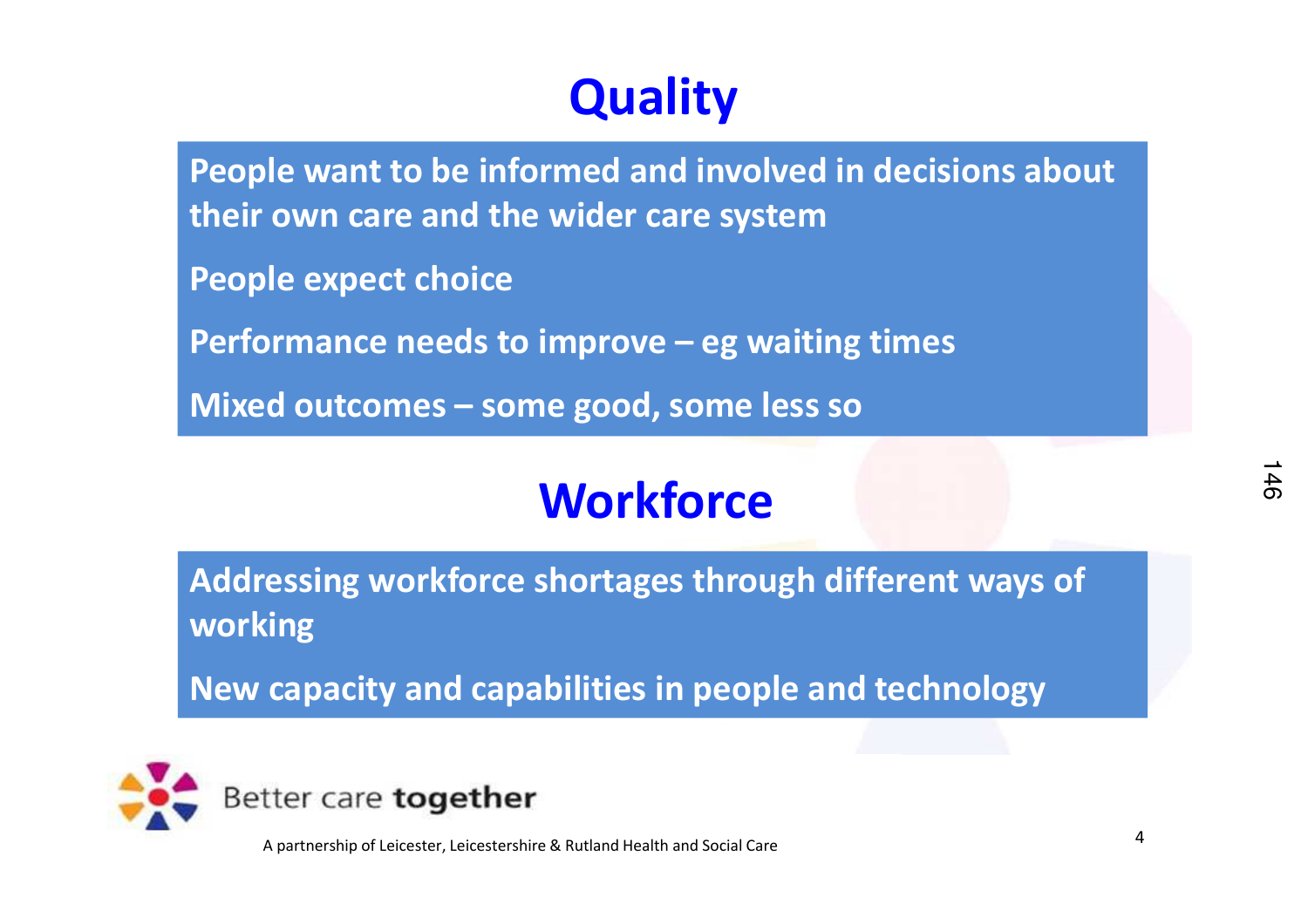# Quality

People want to be informed and involved in decisions about their own care and the wider care system

People expect choice

Performance needs to improve – eg waiting times

Mixed outcomes – some good, some less so

# Workforce

Addressing workforce shortages through different ways of working

New capacity and capabilities in people and technology

Better care **together**

A partnership of Leicester, Leicestershire & Rutland Health and Social Care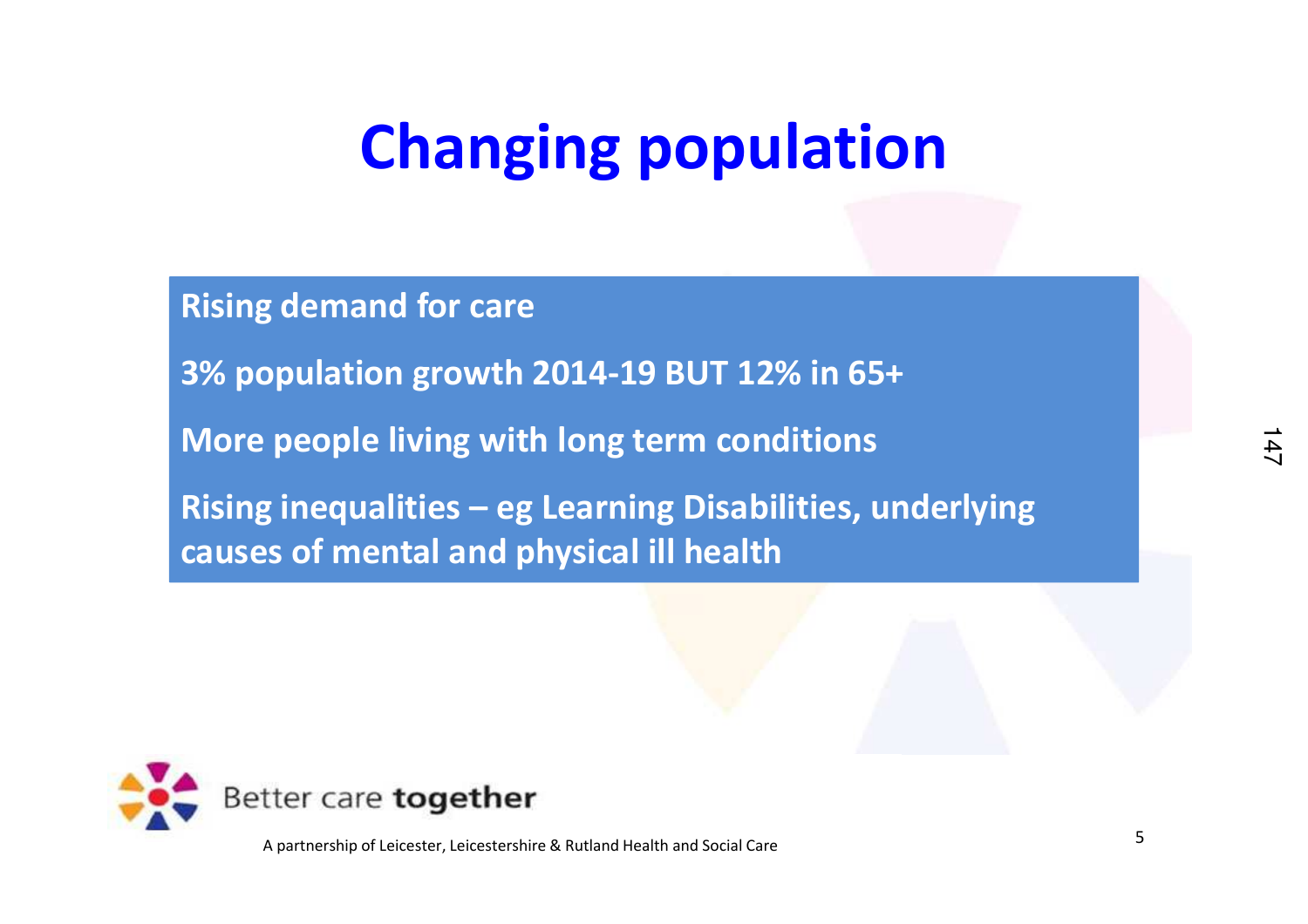# Changing population

**Rising demand for care**

**3% population growth 2014-19 BUT 12% in 65+**

**More people living with long term conditions**

**Rising inequalities – eg Learning Disabilities, underlying causes of mental and physical ill health**

Better care **together**

A partnership of Leicester, Leicestershire & Rutland Health and Social Care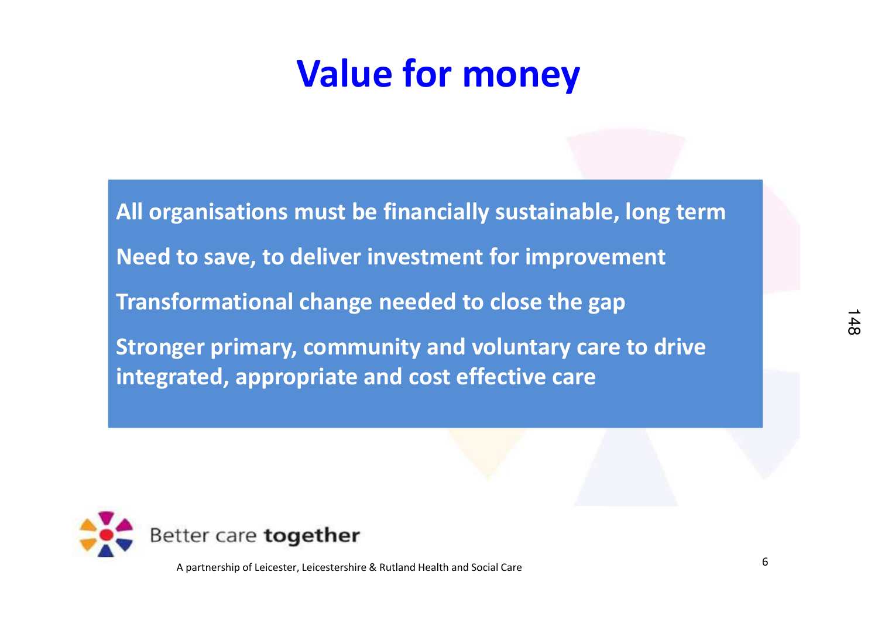# Value for money

**All organisations must be financially sustainable, long term**

**Need to save, to deliver investment for improvement**

**Transformational change needed to close the gap**

**Stronger primary, community and voluntary care to drive integrated, appropriate and cost effective care**

Better care **together**

A partnership of Leicester, Leicestershire & Rutland Health and Social Care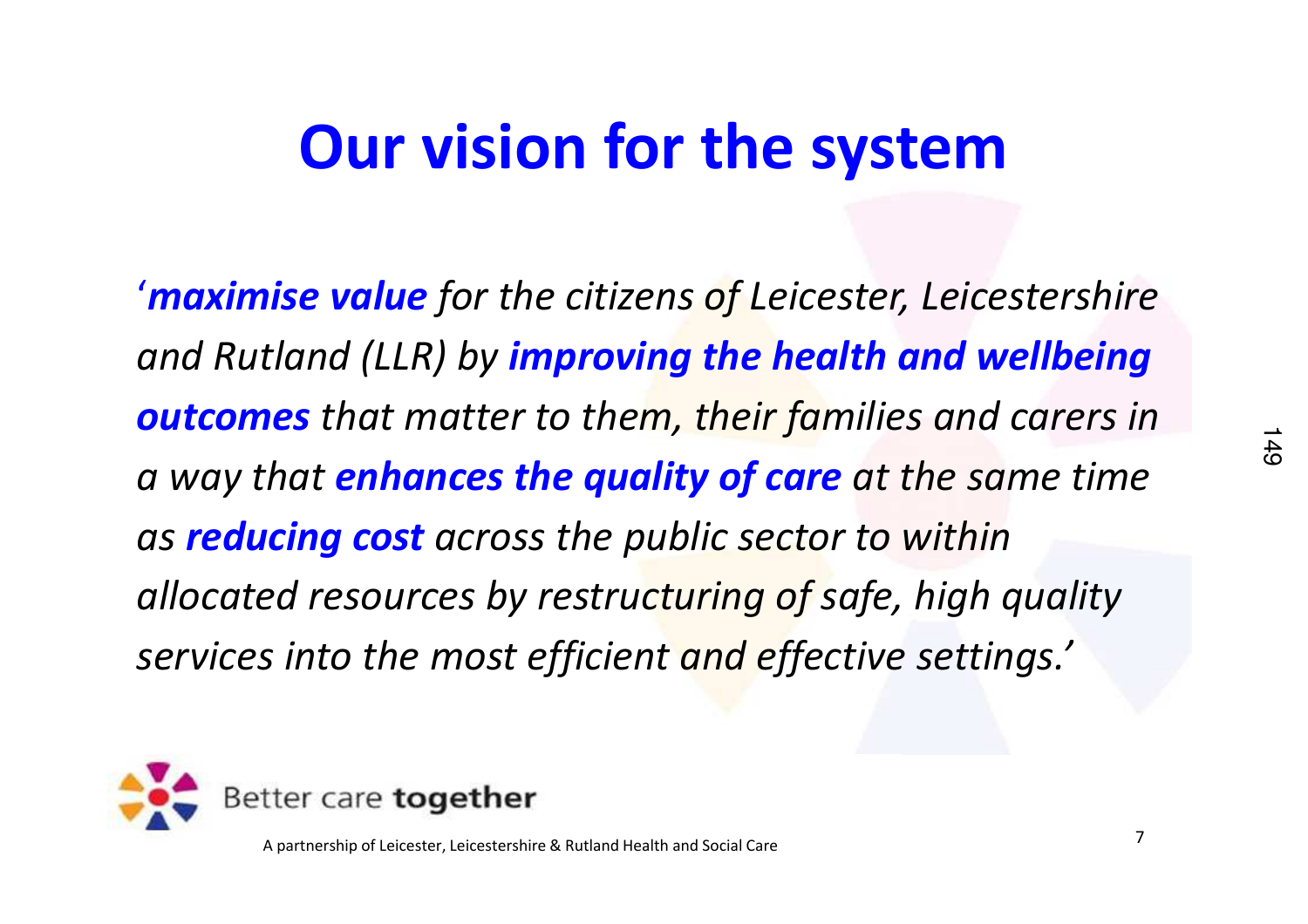# Our vision for the system

'***maximise value*** *for the citizens of Leicester, Leicestershire and Rutland (LLR) by* ***improving the health and wellbeing outcomes*** *that matter to them, their families and carers in a way that* ***enhances the quality of care*** *at the same time as* ***reducing cost*** *across the public sector to within allocated resources by restructuring of safe, high quality services into the most efficient and effective settings.'*

Better care **together**

A partnership of Leicester, Leicestershire & Rutland Health and Social Care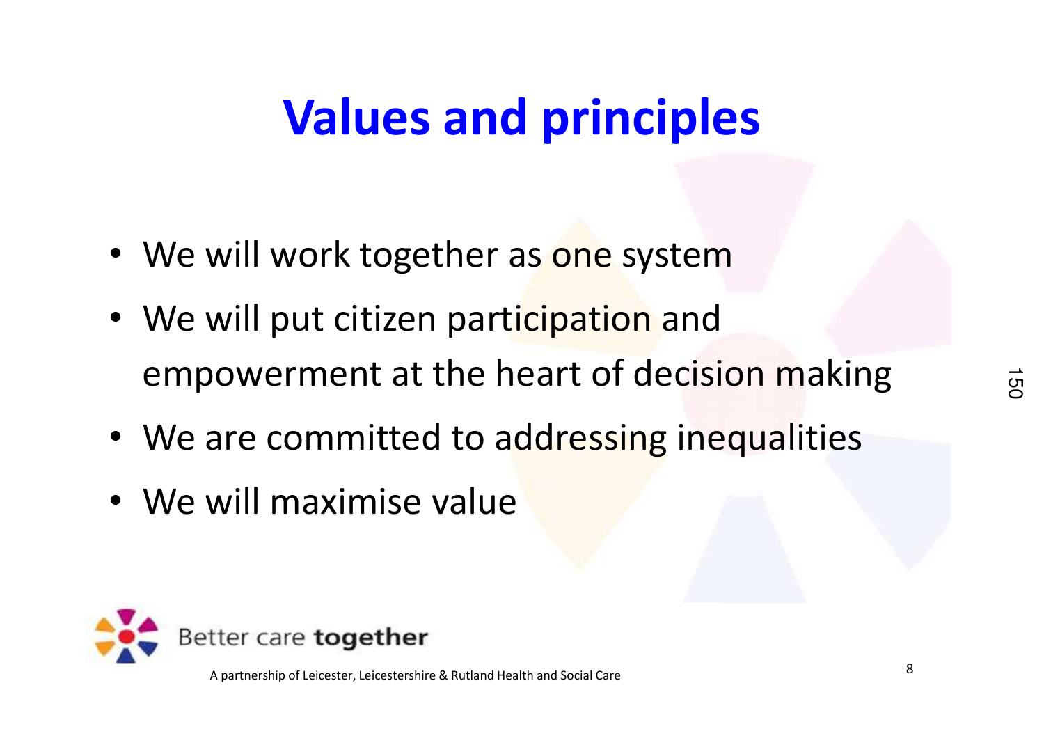# Values and principles

- We will work together as one system
- We will put citizen participation and empowerment at the heart of decision making
- We are committed to addressing inequalities
- We will maximise value

Better care **together**

A partnership of Leicester, Leicestershire & Rutland Health and Social Care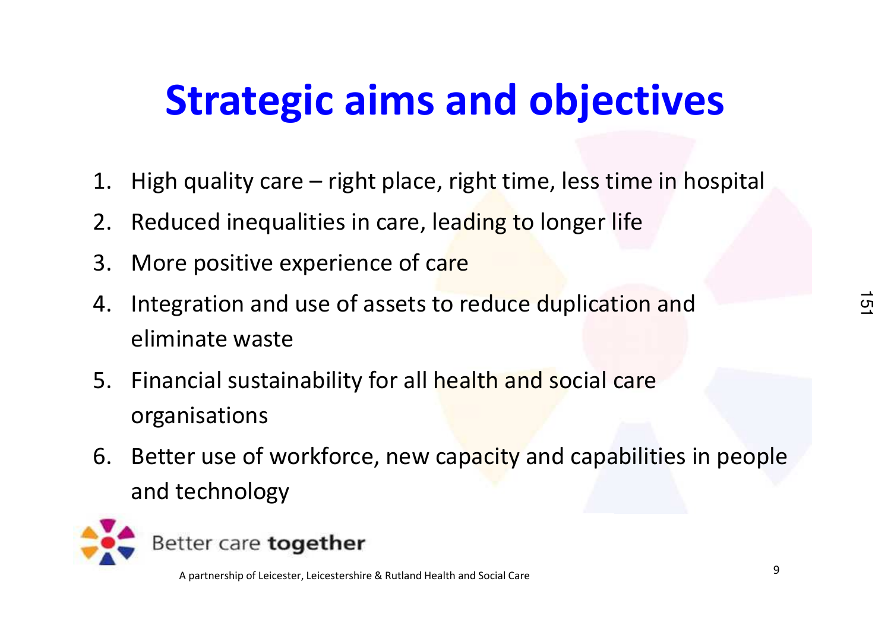# Strategic aims and objectives

1. High quality care – right place, right time, less time in hospital
2. Reduced inequalities in care, leading to longer life
3. More positive experience of care
4. Integration and use of assets to reduce duplication and eliminate waste
5. Financial sustainability for all health and social care organisations
6. Better use of workforce, new capacity and capabilities in people and technology

Better care **together**

A partnership of Leicester, Leicestershire & Rutland Health and Social Care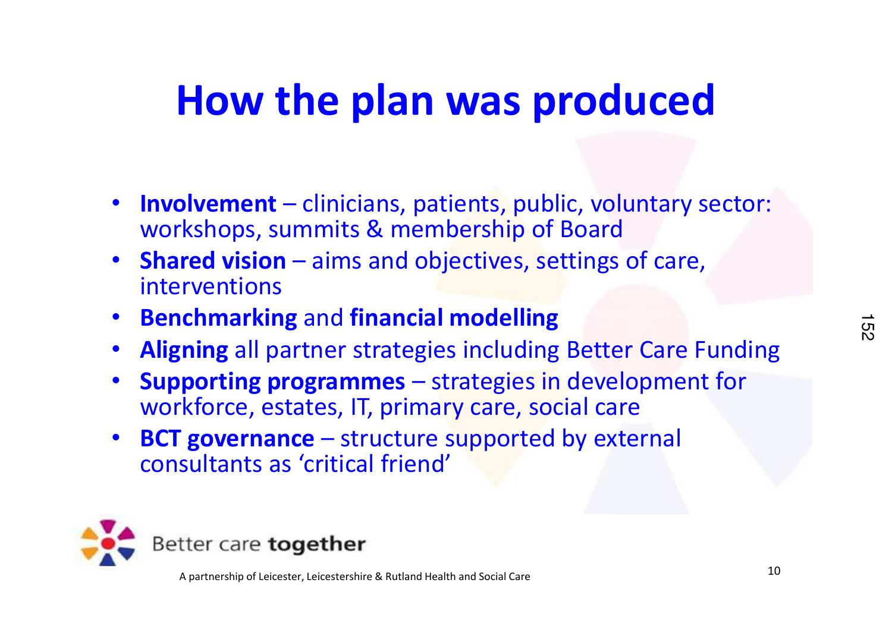# How the plan was produced

- **Involvement** – clinicians, patients, public, voluntary sector: workshops, summits & membership of Board
- **Shared vision** – aims and objectives, settings of care, interventions
- **Benchmarking** and **financial modelling**
- **Aligning** all partner strategies including Better Care Funding
- **Supporting programmes** – strategies in development for workforce, estates, IT, primary care, social care
- **BCT governance** – structure supported by external consultants as 'critical friend'

Better care **together**

A partnership of Leicester, Leicestershire & Rutland Health and Social Care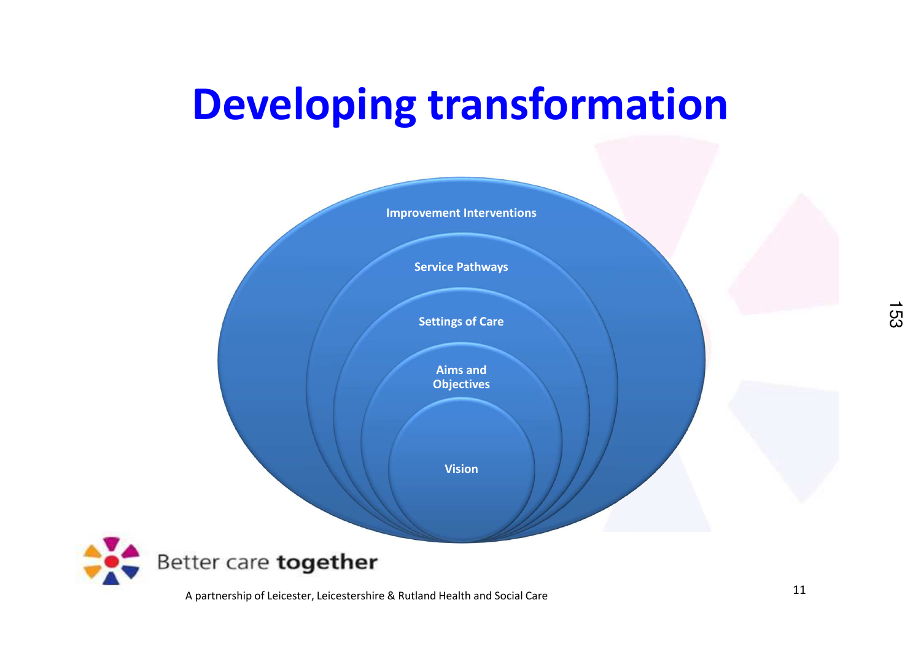# Developing transformation

- Improvement Interventions
  - Service Pathways
    - Settings of Care
      - Aims and Objectives
        - Vision

Better care **together**

A partnership of Leicester, Leicestershire & Rutland Health and Social Care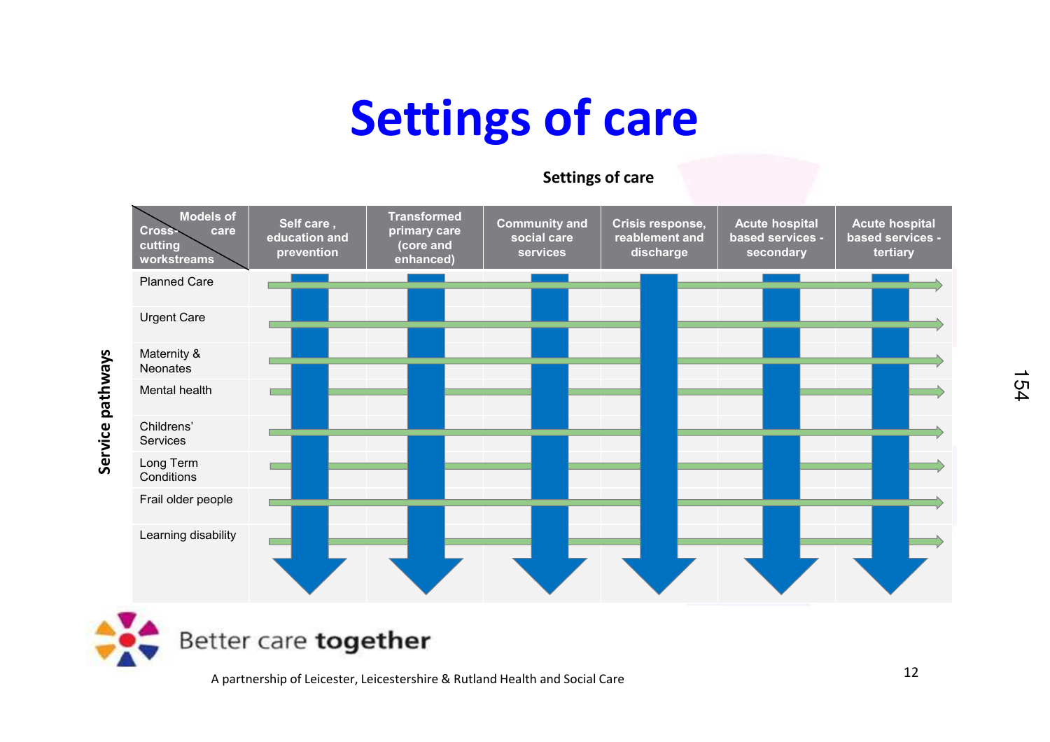# Settings of care

**Settings of care**

| Cross-cutting workstreams \ Models of care | Self care, education and prevention | Transformed primary care (core and enhanced) | Community and social care services | Crisis response, reablement and discharge | Acute hospital based services - secondary | Acute hospital based services - tertiary |
|---|---|---|---|---|---|---|
| Planned Care | | | | | | |
| Urgent Care | | | | | | |
| Maternity & Neonates | | | | | | |
| Mental health | | | | | | |
| Childrens' Services | | | | | | |
| Long Term Conditions | | | | | | |
| Frail older people | | | | | | |
| Learning disability | | | | | | |

**Service pathways**

Better care **together**

A partnership of Leicester, Leicestershire & Rutland Health and Social Care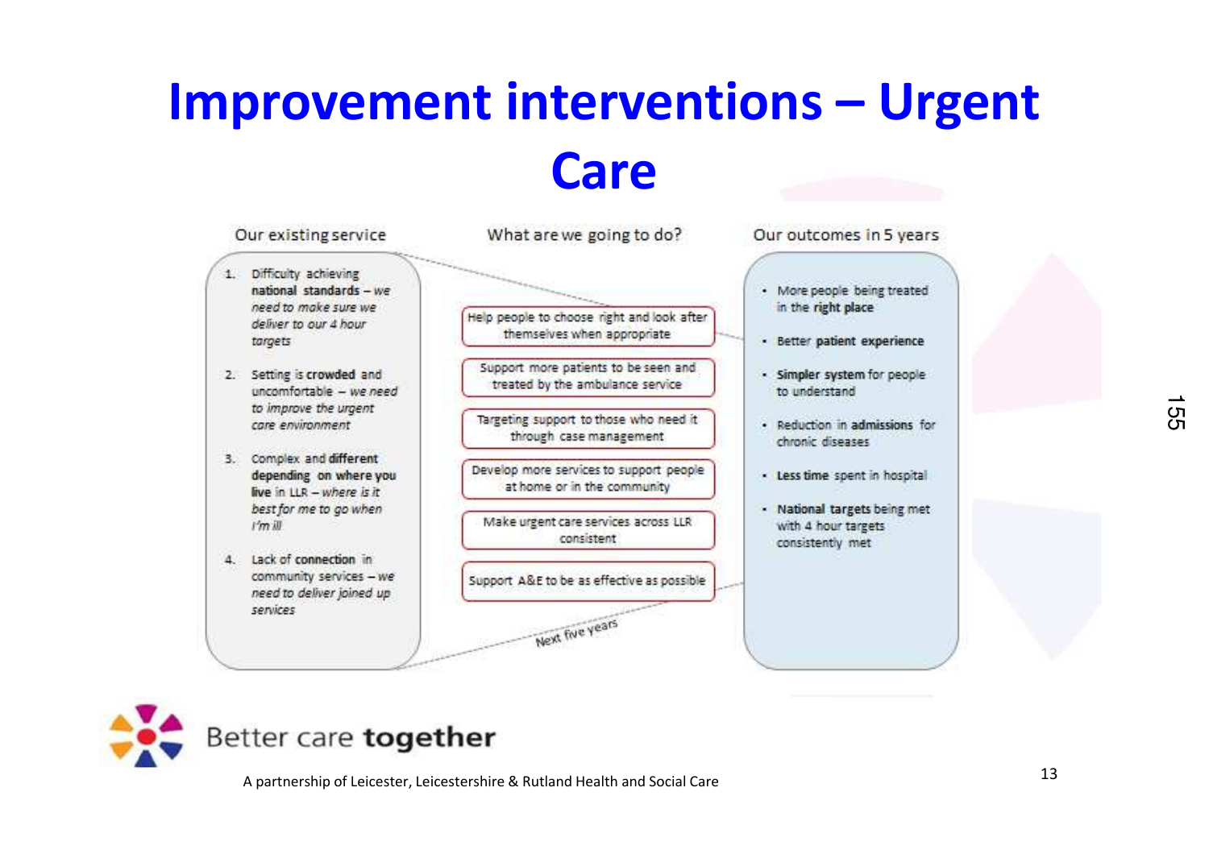# Improvement interventions – Urgent Care

### Our existing service

1. Difficulty achieving **national standards** – *we need to make sure we deliver to our 4 hour targets*
2. Setting is **crowded** and uncomfortable – *we need to improve the urgent care environment*
3. Complex and **different depending on where you live** in LLR – *where is it best for me to go when I'm ill*
4. Lack of **connection** in community services – *we need to deliver joined up services*

### What are we going to do?

- Help people to choose right and look after themselves when appropriate
- Support more patients to be seen and treated by the ambulance service
- Targeting support to those who need it through case management
- Develop more services to support people at home or in the community
- Make urgent care services across LLR consistent
- Support A&E to be as effective as possible

Next five years

### Our outcomes in 5 years

- More people being treated in the **right place**
- Better **patient experience**
- **Simpler system** for people to understand
- Reduction in **admissions** for chronic diseases
- **Less time** spent in hospital
- **National targets** being met with 4 hour targets consistently met

Better care **together**

A partnership of Leicester, Leicestershire & Rutland Health and Social Care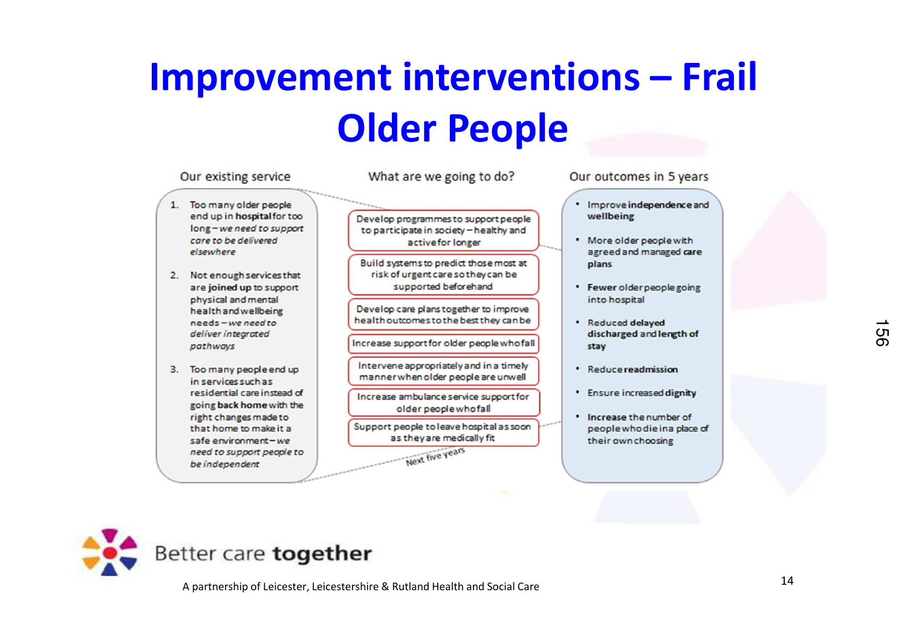# Improvement interventions – Frail Older People

### Our existing service

1. Too many older people end up in **hospital** for too long – *we need to support care to be delivered elsewhere*
2. Not enough services that are **joined up** to support physical and mental health and wellbeing needs – *we need to deliver integrated pathways*
3. Too many people end up in services such as residential care instead of going **back home** with the right changes made to that home to make it a safe environment – *we need to support people to be independent*

### What are we going to do?

- Develop programmes to support people to participate in society – healthy and active for longer
- Build systems to predict those most at risk of urgent care so they can be supported beforehand
- Develop care plans together to improve health outcomes to the best they can be
- Increase support for older people who fall
- Intervene appropriately and in a timely manner when older people are unwell
- Increase ambulance service support for older people who fall
- Support people to leave hospital as soon as they are medically fit

Next five years

### Our outcomes in 5 years

- Improve **independence** and **wellbeing**
- More older people with agreed and managed **care plans**
- **Fewer** older people going into hospital
- Reduced **delayed** discharged and **length of stay**
- Reduce **readmission**
- Ensure increased **dignity**
- **Increase** the number of people who die in a place of their own choosing

Better care **together**

A partnership of Leicester, Leicestershire & Rutland Health and Social Care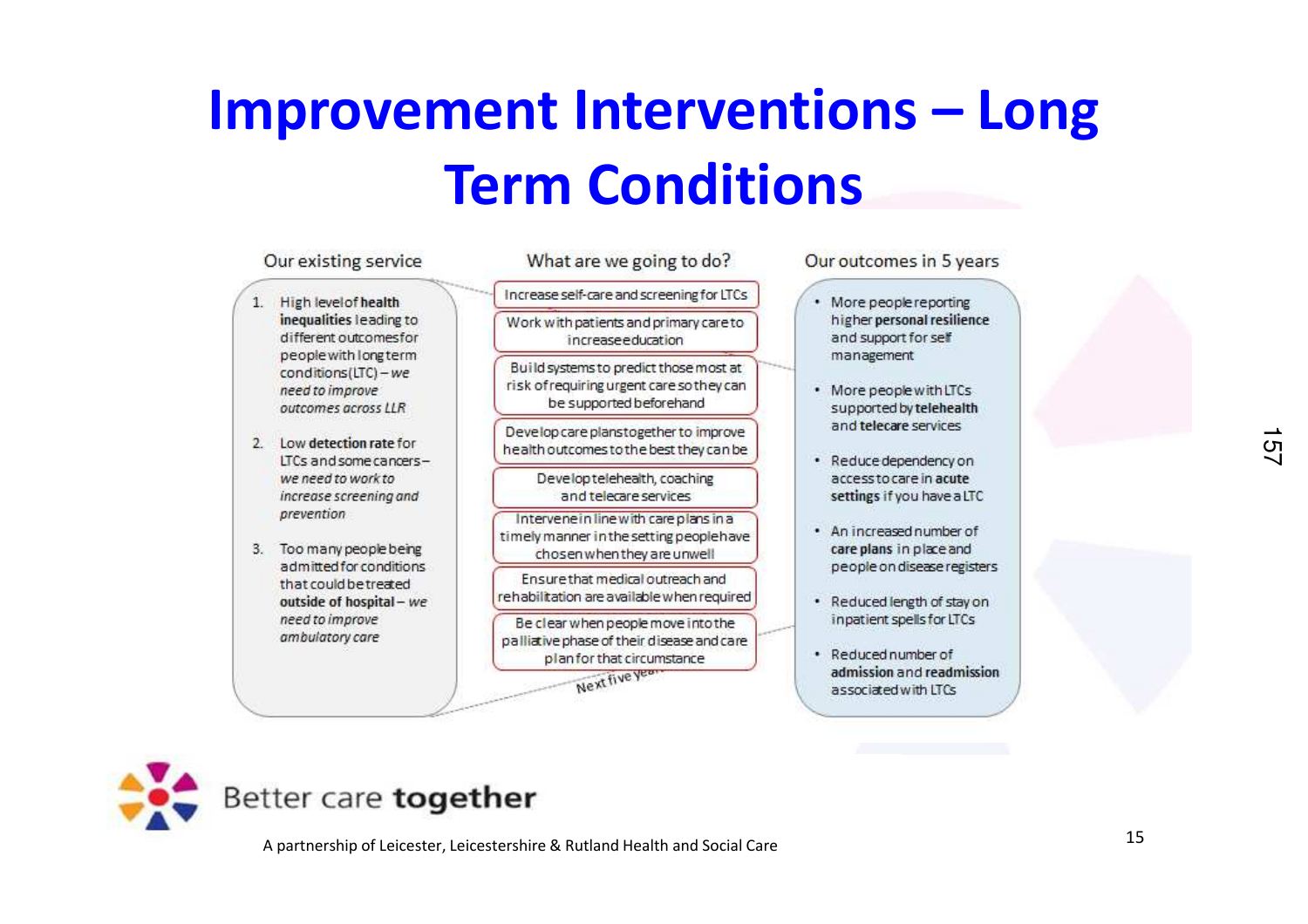# Improvement Interventions – Long Term Conditions

## Our existing service

1. High level of **health inequalities** leading to different outcomes for people with long term conditions (LTC) – *we need to improve outcomes across LLR*
2. Low **detection rate** for LTCs and some cancers – *we need to work to increase screening and prevention*
3. Too many people being admitted for conditions that could be treated **outside of hospital** – *we need to improve ambulatory care*

## What are we going to do?

- Increase self-care and screening for LTCs
- Work with patients and primary care to increase education
- Build systems to predict those most at risk of requiring urgent care so they can be supported beforehand
- Develop care plans together to improve health outcomes to the best they can be
- Develop telehealth, coaching and telecare services
- Intervene in line with care plans in a timely manner in the setting people have chosen when they are unwell
- Ensure that medical outreach and rehabilitation are available when required
- Be clear when people move into the palliative phase of their disease and care plan for that circumstance

Next five years

## Our outcomes in 5 years

- More people reporting higher **personal resilience** and support for self management
- More people with LTCs supported by **telehealth** and **telecare** services
- Reduce dependency on access to care in **acute settings** if you have a LTC
- An increased number of **care plans** in place and people on disease registers
- Reduced length of stay on inpatient spells for LTCs
- Reduced number of **admission** and **readmission** associated with LTCs

Better care **together**

A partnership of Leicester, Leicestershire & Rutland Health and Social Care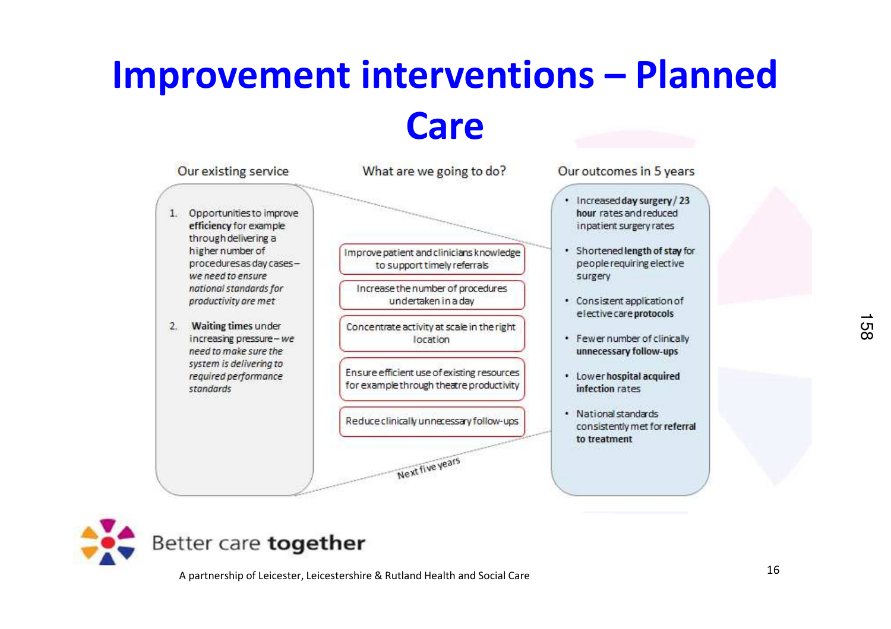# Improvement interventions – Planned Care

## Our existing service

1. Opportunities to improve **efficiency** for example through delivering a higher number of procedures as day cases – *we need to ensure national standards for productivity are met*
2. **Waiting times** under increasing pressure – *we need to make sure the system is delivering to required performance standards*

## What are we going to do?

- Improve patient and clinicians knowledge to support timely referrals
- Increase the number of procedures undertaken in a day
- Concentrate activity at scale in the right location
- Ensure efficient use of existing resources for example through theatre productivity
- Reduce clinically unnecessary follow-ups

Next five years

## Our outcomes in 5 years

- Increased **day surgery / 23 hour** rates and reduced inpatient surgery rates
- Shortened **length of stay** for people requiring elective surgery
- Consistent application of elective care **protocols**
- Fewer number of clinically **unnecessary follow-ups**
- Lower **hospital acquired infection** rates
- National standards consistently met for **referral to treatment**

Better care **together**

A partnership of Leicester, Leicestershire & Rutland Health and Social Care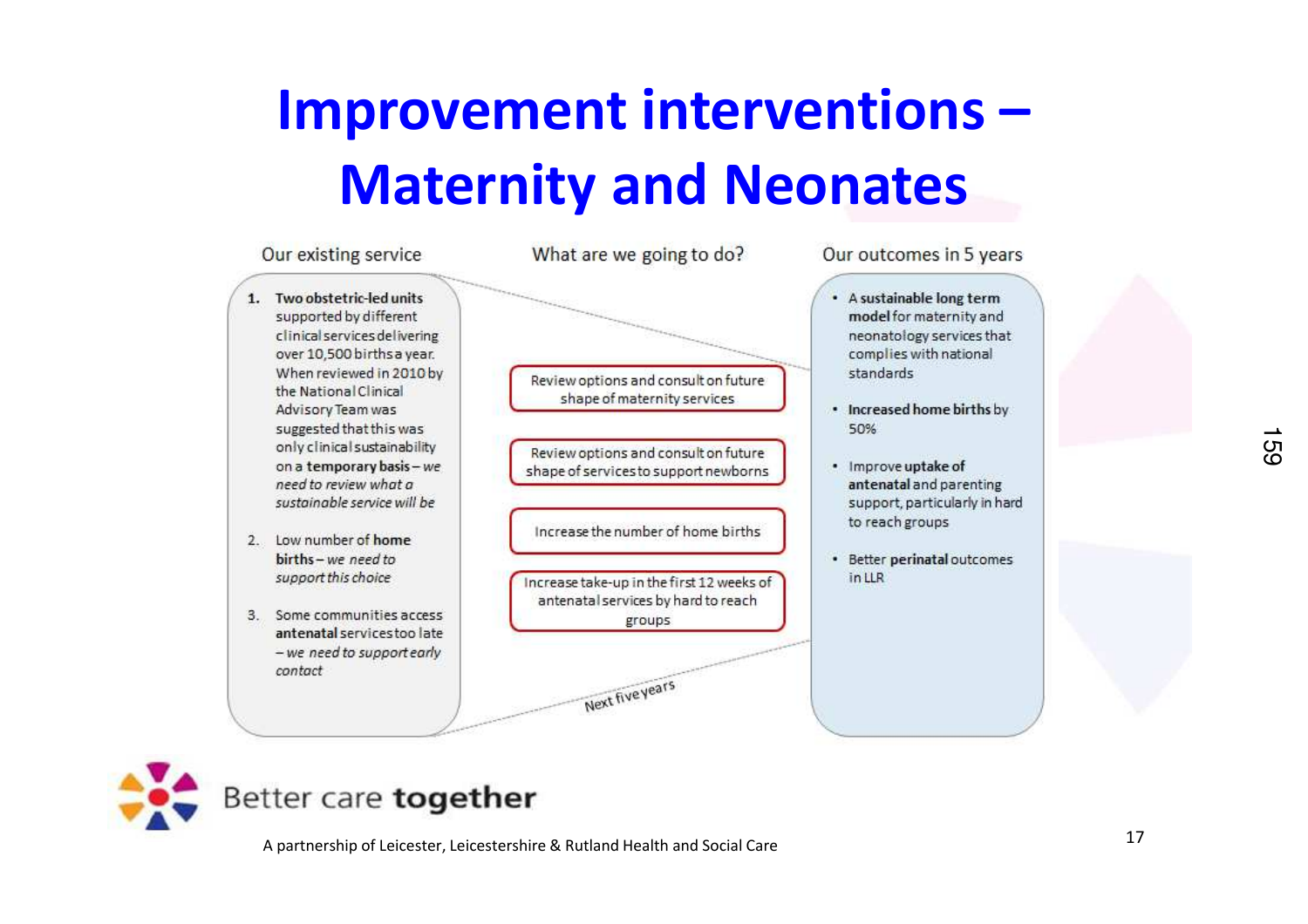# Improvement interventions – Maternity and Neonates

### Our existing service

1. **Two obstetric-led units** supported by different clinical services delivering over 10,500 births a year. When reviewed in 2010 by the National Clinical Advisory Team was suggested that this was only clinical sustainability on a **temporary basis** – *we need to review what a sustainable service will be*

2. Low number of **home births** – *we need to support this choice*

3. Some communities access **antenatal** services too late – *we need to support early contact*

### What are we going to do?

- Review options and consult on future shape of maternity services
- Review options and consult on future shape of services to support newborns
- Increase the number of home births
- Increase take-up in the first 12 weeks of antenatal services by hard to reach groups

Next five years

### Our outcomes in 5 years

- A **sustainable long term model** for maternity and neonatology services that complies with national standards
- **Increased home births** by 50%
- Improve **uptake of antenatal** and parenting support, particularly in hard to reach groups
- Better **perinatal** outcomes in LLR

Better care **together**

A partnership of Leicester, Leicestershire & Rutland Health and Social Care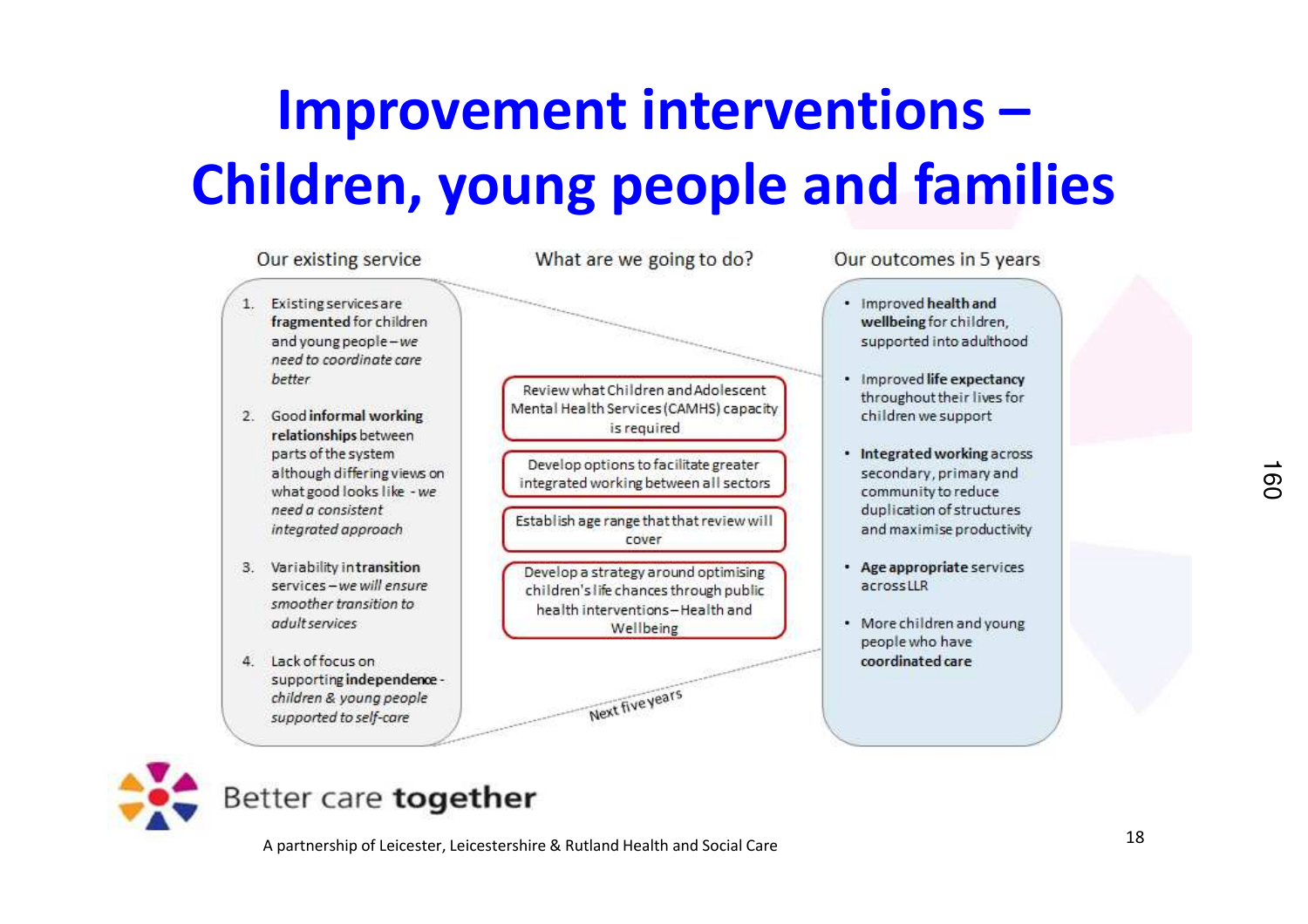# Improvement interventions – Children, young people and families

## Our existing service

1. Existing services are **fragmented** for children and young people – *we need to coordinate care better*
2. Good **informal working relationships** between parts of the system although differing views on what good looks like - *we need a consistent integrated approach*
3. Variability in **transition** services – *we will ensure smoother transition to adult services*
4. Lack of focus on supporting **independence** - *children & young people supported to self-care*

## What are we going to do?

- Review what Children and Adolescent Mental Health Services (CAMHS) capacity is required
- Develop options to facilitate greater integrated working between all sectors
- Establish age range that that review will cover
- Develop a strategy around optimising children's life chances through public health interventions – Health and Wellbeing

Next five years

## Our outcomes in 5 years

- Improved **health and wellbeing** for children, supported into adulthood
- Improved **life expectancy** throughout their lives for children we support
- **Integrated working** across secondary, primary and community to reduce duplication of structures and maximise productivity
- **Age appropriate** services across LLR
- More children and young people who have **coordinated care**

Better care **together**

A partnership of Leicester, Leicestershire & Rutland Health and Social Care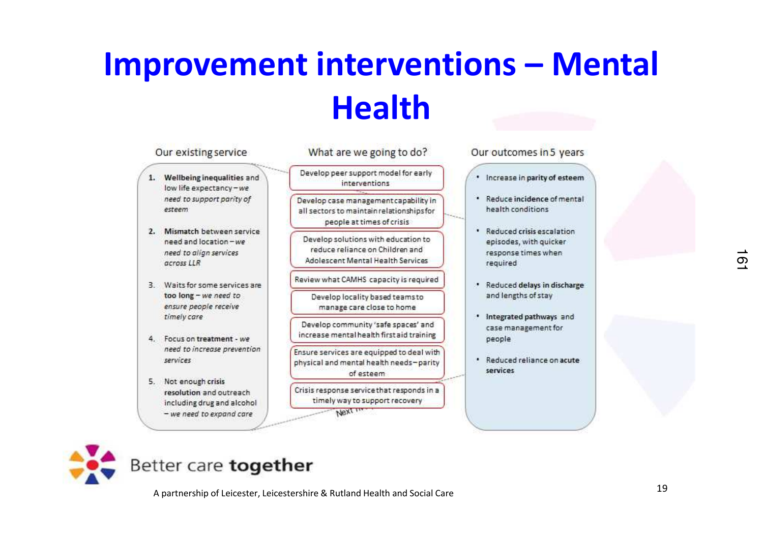# Improvement interventions – Mental Health

## Our existing service

1. **Wellbeing inequalities** and low life expectancy – *we need to support parity of esteem*
2. **Mismatch** between service need and location – *we need to align services across LLR*
3. Waits for some services are **too long** – *we need to ensure people receive timely care*
4. Focus on **treatment** - *we need to increase prevention services*
5. Not enough **crisis resolution** and outreach including drug and alcohol – *we need to expand care*

## What are we going to do?

- Develop peer support model for early interventions
- Develop case management capability in all sectors to maintain relationships for people at times of crisis
- Develop solutions with education to reduce reliance on Children and Adolescent Mental Health Services
- Review what CAMHS capacity is required
- Develop locality based teams to manage care close to home
- Develop community 'safe spaces' and increase mental health first aid training
- Ensure services are equipped to deal with physical and mental health needs – parity of esteem
- Crisis response service that responds in a timely way to support recovery

## Our outcomes in 5 years

- Increase in **parity of esteem**
- Reduce **incidence** of mental health conditions
- Reduced **crisis escalation** episodes, with quicker response times when required
- Reduced **delays** in discharge and lengths of stay
- **Integrated pathways** and case management for people
- Reduced reliance on **acute services**

Better care **together**

A partnership of Leicester, Leicestershire & Rutland Health and Social Care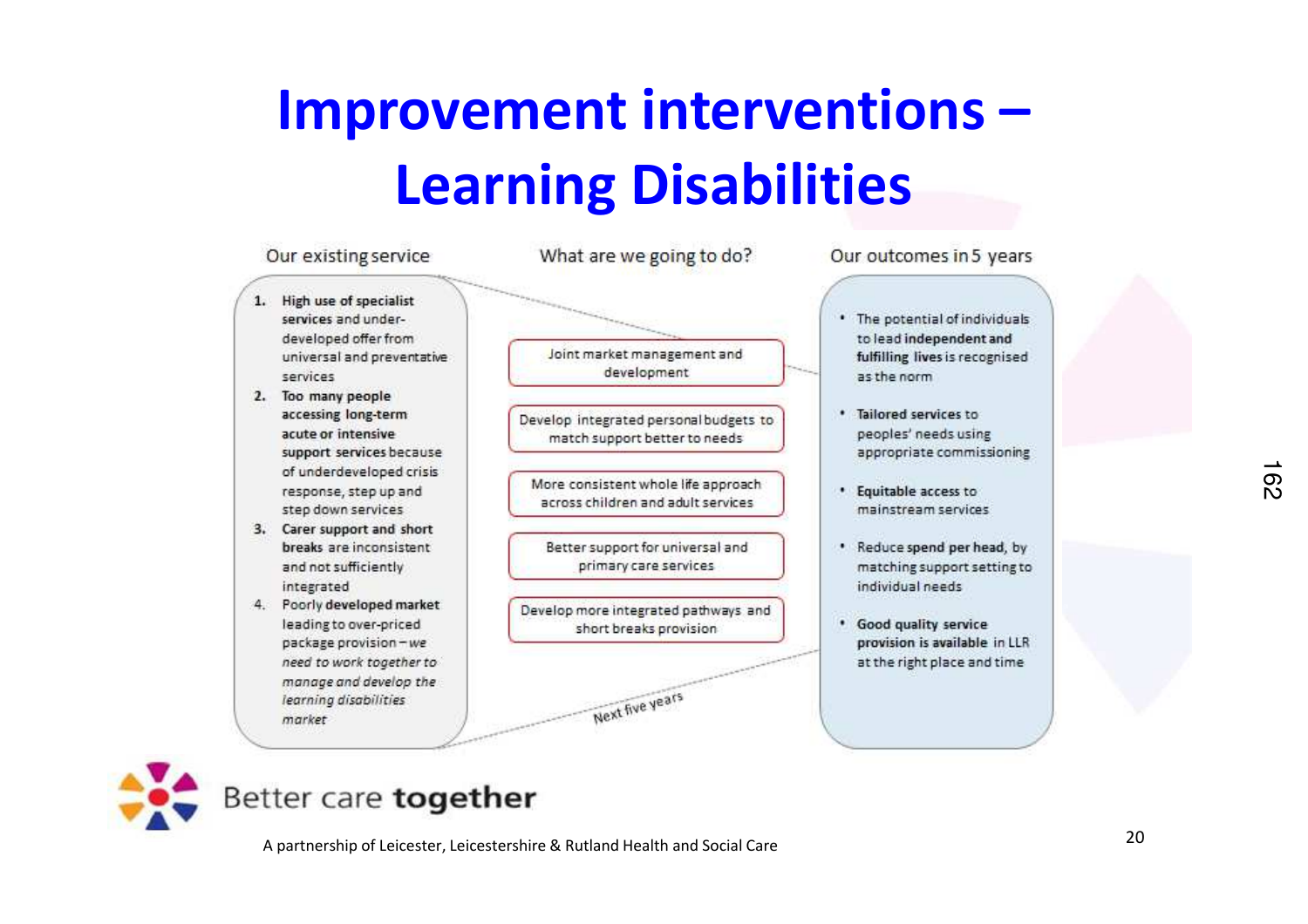# Improvement interventions – Learning Disabilities

### Our existing service

1. **High use of specialist services** and under-developed offer from universal and preventative services
2. **Too many people accessing long-term acute or intensive support services** because of underdeveloped crisis response, step up and step down services
3. **Carer support and short breaks** are inconsistent and not sufficiently integrated
4. Poorly **developed market** leading to over-priced package provision – *we need to work together to manage and develop the learning disabilities market*

### What are we going to do?

- Joint market management and development
- Develop integrated personal budgets to match support better to needs
- More consistent whole life approach across children and adult services
- Better support for universal and primary care services
- Develop more integrated pathways and short breaks provision

Next five years

### Our outcomes in 5 years

- The potential of individuals to lead **independent and fulfilling lives** is recognised as the norm
- **Tailored services** to peoples' needs using appropriate commissioning
- **Equitable access** to mainstream services
- Reduce **spend per head**, by matching support setting to individual needs
- **Good quality service provision is available** in LLR at the right place and time

Better care **together**

A partnership of Leicester, Leicestershire & Rutland Health and Social Care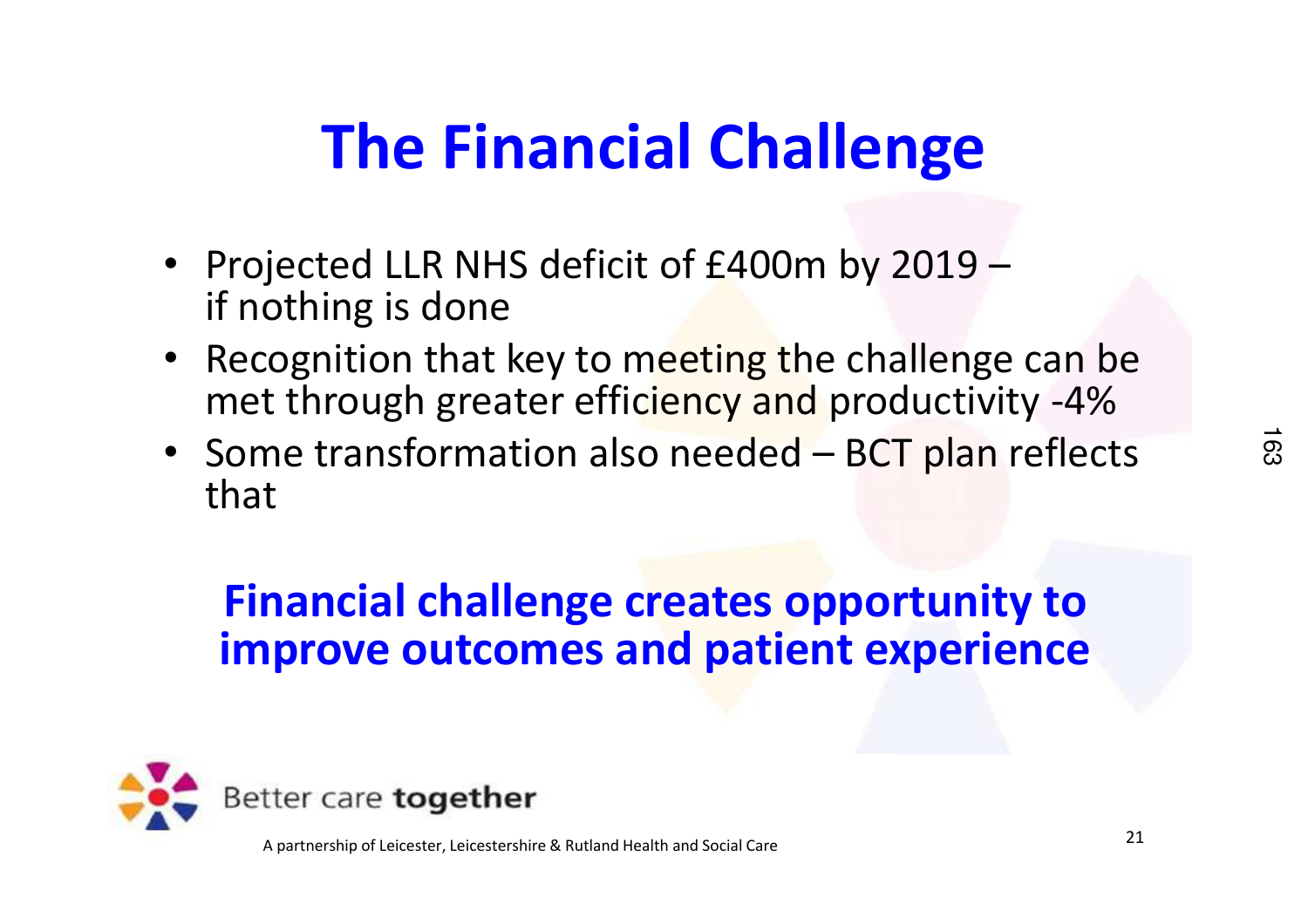# The Financial Challenge

- Projected LLR NHS deficit of £400m by 2019 – if nothing is done
- Recognition that key to meeting the challenge can be met through greater efficiency and productivity -4%
- Some transformation also needed – BCT plan reflects that

**Financial challenge creates opportunity to improve outcomes and patient experience**

Better care **together**

A partnership of Leicester, Leicestershire & Rutland Health and Social Care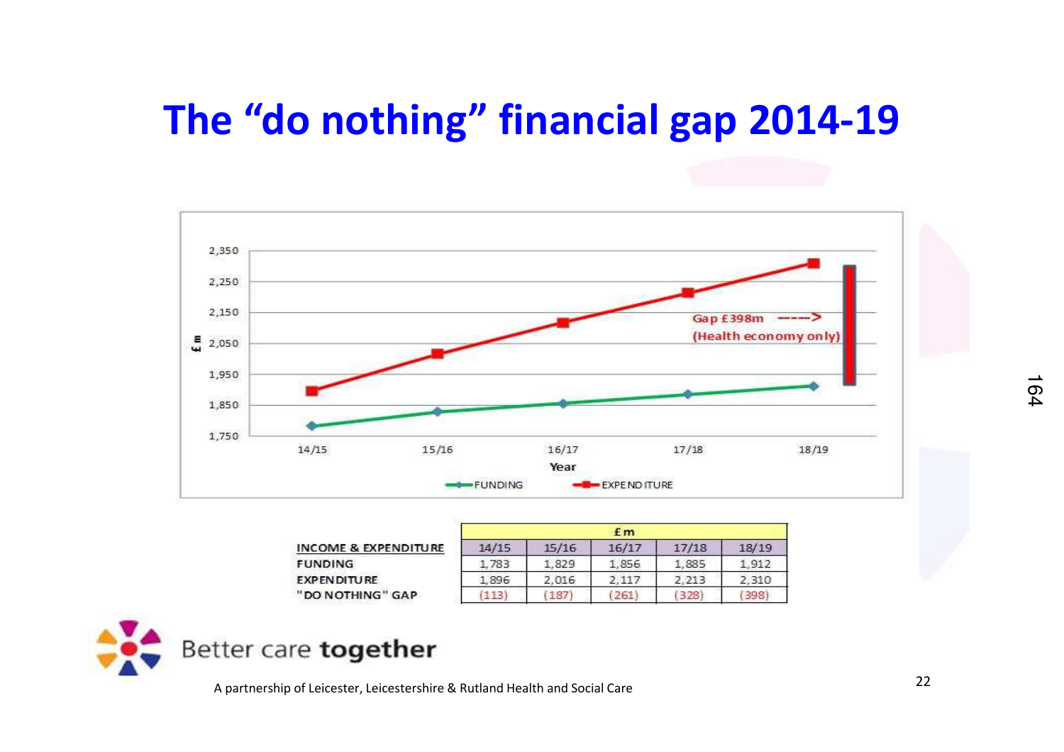# The "do nothing" financial gap 2014-19

| INCOME & EXPENDITURE | £m | | | | |
|---|---|---|---|---|---|
| | 14/15 | 15/16 | 16/17 | 17/18 | 18/19 |
| FUNDING | 1,783 | 1,829 | 1,856 | 1,885 | 1,912 |
| EXPENDITURE | 1,896 | 2,016 | 2,117 | 2,213 | 2,310 |
| "DO NOTHING" GAP | (113) | (187) | (261) | (328) | (398) |

Better care **together**

A partnership of Leicester, Leicestershire & Rutland Health and Social Care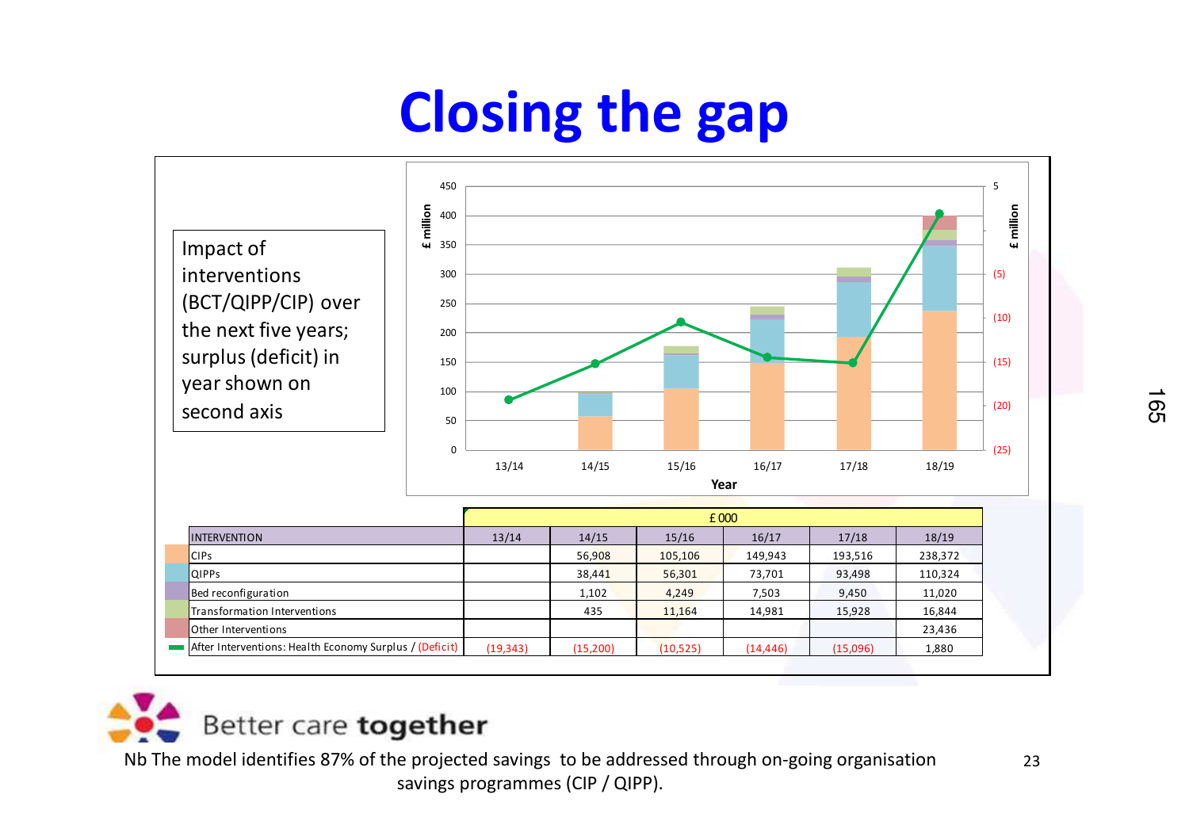# Closing the gap

Impact of interventions (BCT/QIPP/CIP) over the next five years; surplus (deficit) in year shown on second axis

| | £ 000 | | | | | |
|---|---|---|---|---|---|---|
| INTERVENTION | 13/14 | 14/15 | 15/16 | 16/17 | 17/18 | 18/19 |
| CIPs | | 56,908 | 105,106 | 149,943 | 193,516 | 238,372 |
| QIPPs | | 38,441 | 56,301 | 73,701 | 93,498 | 110,324 |
| Bed reconfiguration | | 1,102 | 4,249 | 7,503 | 9,450 | 11,020 |
| Transformation Interventions | | 435 | 11,164 | 14,981 | 15,928 | 16,844 |
| Other Interventions | | | | | | 23,436 |
| After Interventions: Health Economy Surplus / (Deficit) | (19,343) | (15,200) | (10,525) | (14,446) | (15,096) | 1,880 |

Better care **together**

Nb The model identifies 87% of the projected savings to be addressed through on-going organisation savings programmes (CIP / QIPP).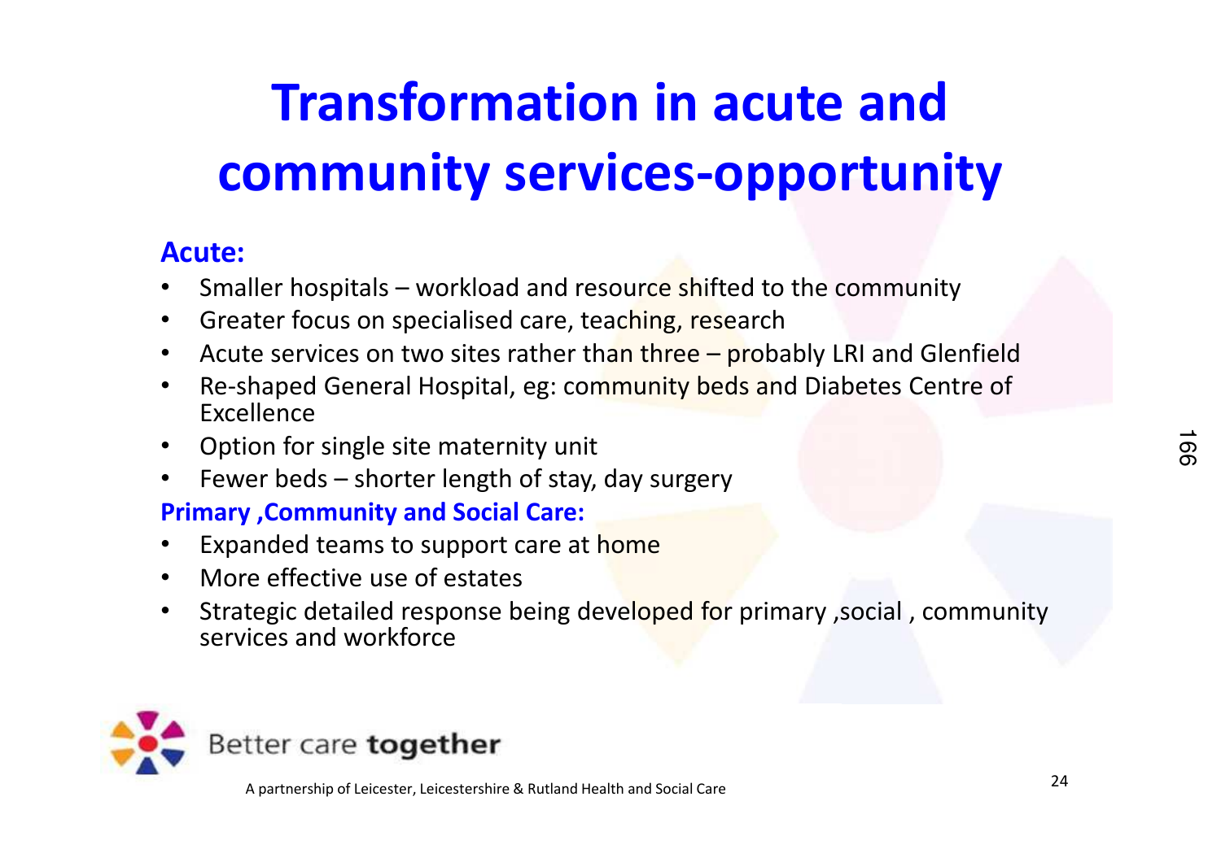# Transformation in acute and community services-opportunity

**Acute:**

- Smaller hospitals – workload and resource shifted to the community
- Greater focus on specialised care, teaching, research
- Acute services on two sites rather than three – probably LRI and Glenfield
- Re-shaped General Hospital, eg: community beds and Diabetes Centre of Excellence
- Option for single site maternity unit
- Fewer beds – shorter length of stay, day surgery

**Primary ,Community and Social Care:**

- Expanded teams to support care at home
- More effective use of estates
- Strategic detailed response being developed for primary ,social , community services and workforce

Better care **together**

A partnership of Leicester, Leicestershire & Rutland Health and Social Care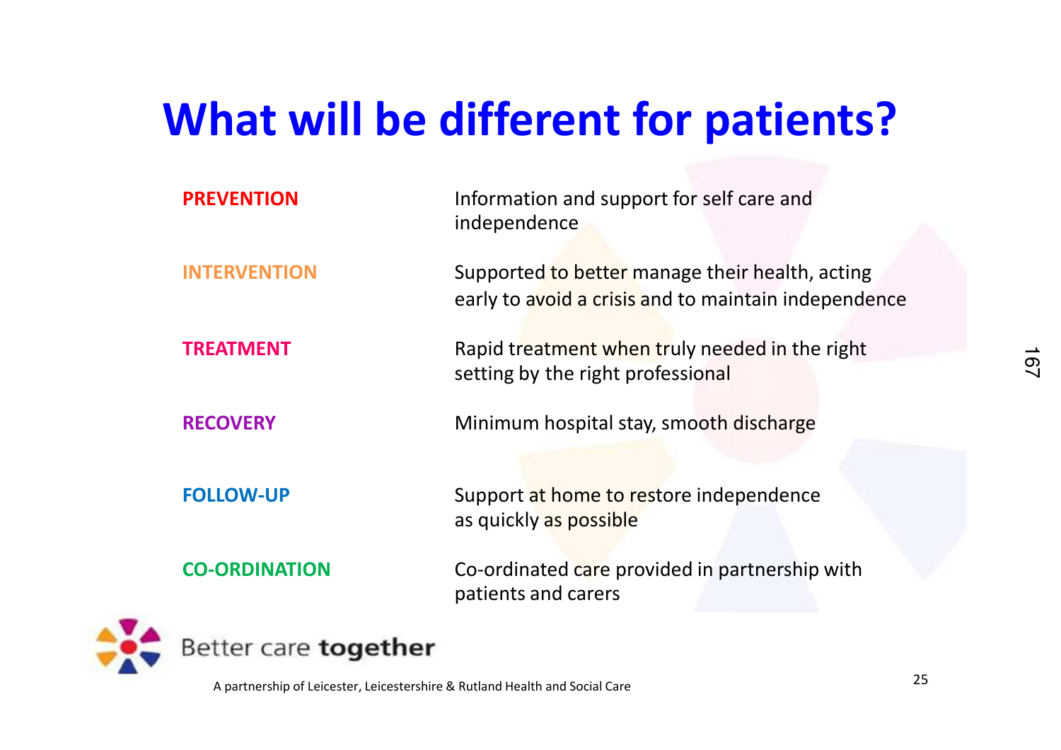# What will be different for patients?

| | |
|---|---|
| **PREVENTION** | Information and support for self care and independence |
| **INTERVENTION** | Supported to better manage their health, acting early to avoid a crisis and to maintain independence |
| **TREATMENT** | Rapid treatment when truly needed in the right setting by the right professional |
| **RECOVERY** | Minimum hospital stay, smooth discharge |
| **FOLLOW-UP** | Support at home to restore independence as quickly as possible |
| **CO-ORDINATION** | Co-ordinated care provided in partnership with patients and carers |

Better care **together**

A partnership of Leicester, Leicestershire & Rutland Health and Social Care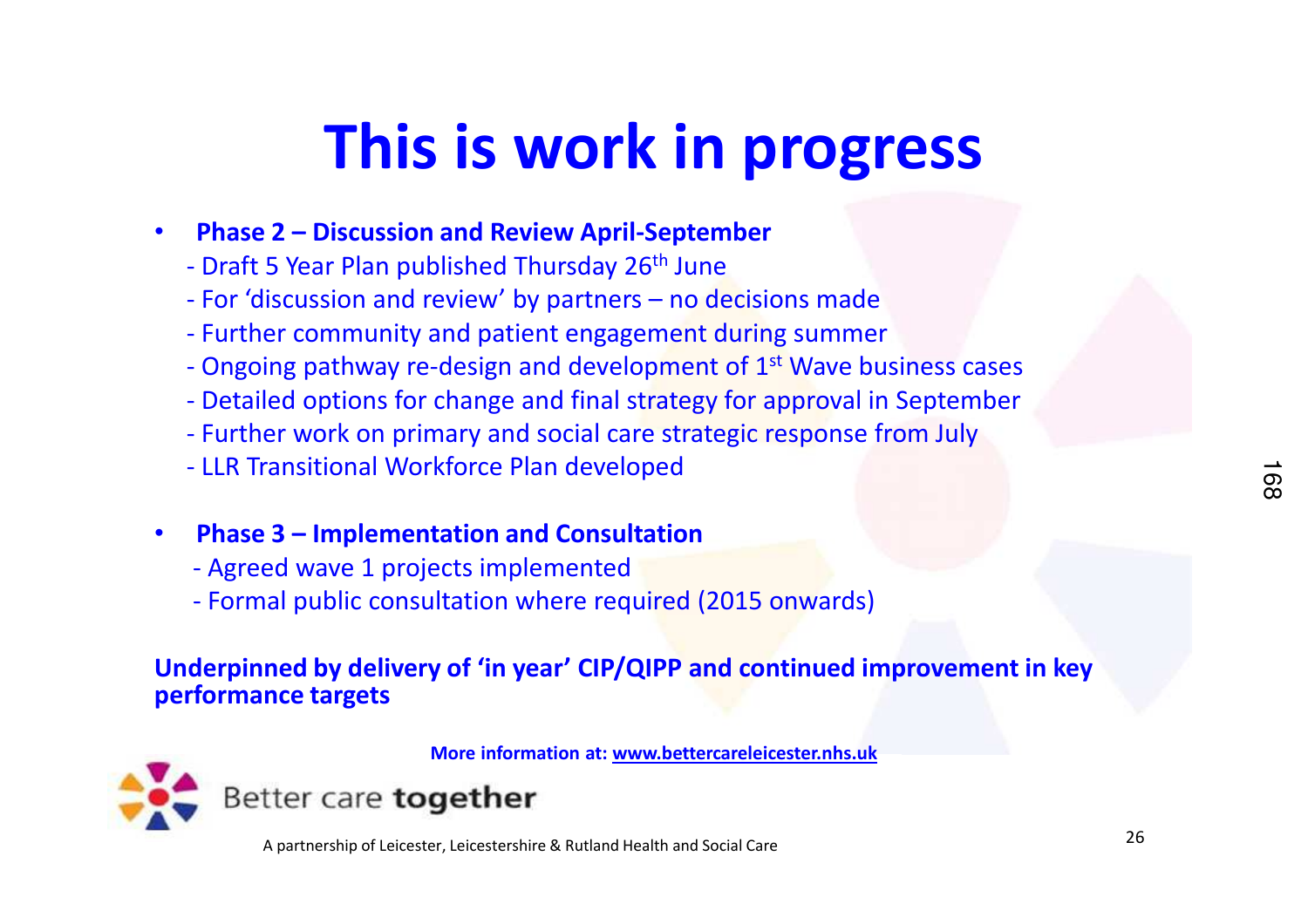# This is work in progress

- **Phase 2 – Discussion and Review April-September**
  - Draft 5 Year Plan published Thursday 26th June
  - For 'discussion and review' by partners – no decisions made
  - Further community and patient engagement during summer
  - Ongoing pathway re-design and development of 1st Wave business cases
  - Detailed options for change and final strategy for approval in September
  - Further work on primary and social care strategic response from July
  - LLR Transitional Workforce Plan developed

- **Phase 3 – Implementation and Consultation**
  - Agreed wave 1 projects implemented
  - Formal public consultation where required (2015 onwards)

**Underpinned by delivery of 'in year' CIP/QIPP and continued improvement in key performance targets**

**More information at: www.bettercareleicester.nhs.uk**

Better care **together**

A partnership of Leicester, Leicestershire & Rutland Health and Social Care